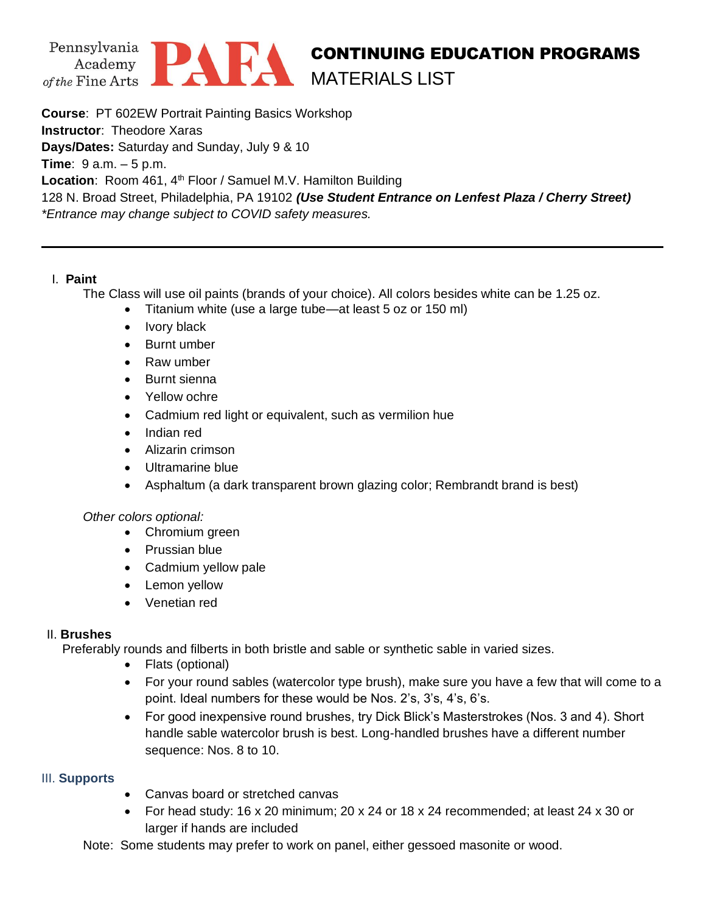Pennsylvania Academy *of the* Fine Arts **PAFA**

# CONTINUING EDUCATION PROGRAMS
## MATERIALS LIST

**Course**: PT 602EW Portrait Painting Basics Workshop
**Instructor**: Theodore Xaras
**Days/Dates:** Saturday and Sunday, July 9 & 10
**Time**: 9 a.m. – 5 p.m.
**Location**: Room 461, 4th Floor / Samuel M.V. Hamilton Building
128 N. Broad Street, Philadelphia, PA 19102 ***(Use Student Entrance on Lenfest Plaza / Cherry Street)***
*\*Entrance may change subject to COVID safety measures.*

---

### I. Paint

The Class will use oil paints (brands of your choice). All colors besides white can be 1.25 oz.

- Titanium white (use a large tube—at least 5 oz or 150 ml)
- Ivory black
- Burnt umber
- Raw umber
- Burnt sienna
- Yellow ochre
- Cadmium red light or equivalent, such as vermilion hue
- Indian red
- Alizarin crimson
- Ultramarine blue
- Asphaltum (a dark transparent brown glazing color; Rembrandt brand is best)

*Other colors optional:*

- Chromium green
- Prussian blue
- Cadmium yellow pale
- Lemon yellow
- Venetian red

### II. Brushes

Preferably rounds and filberts in both bristle and sable or synthetic sable in varied sizes.

- Flats (optional)
- For your round sables (watercolor type brush), make sure you have a few that will come to a point. Ideal numbers for these would be Nos. 2's, 3's, 4's, 6's.
- For good inexpensive round brushes, try Dick Blick's Masterstrokes (Nos. 3 and 4). Short handle sable watercolor brush is best. Long-handled brushes have a different number sequence: Nos. 8 to 10.

### III. Supports

- Canvas board or stretched canvas
- For head study: 16 x 20 minimum; 20 x 24 or 18 x 24 recommended; at least 24 x 30 or larger if hands are included

Note: Some students may prefer to work on panel, either gessoed masonite or wood.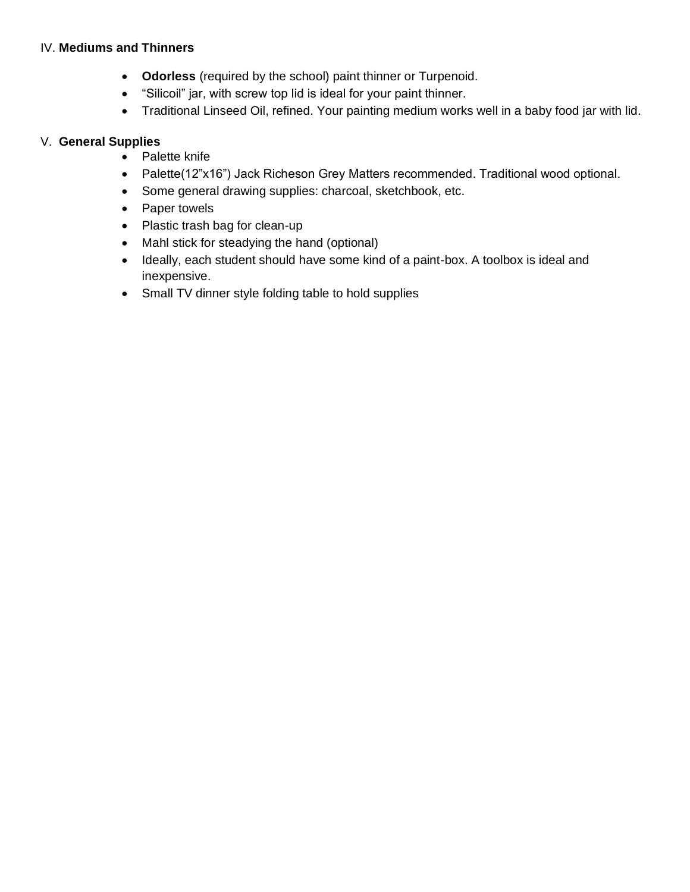## IV. **Mediums and Thinners**

- **Odorless** (required by the school) paint thinner or Turpenoid.
- “Silicoil” jar, with screw top lid is ideal for your paint thinner.
- Traditional Linseed Oil, refined. Your painting medium works well in a baby food jar with lid.

## V. **General Supplies**

- Palette knife
- Palette(12”x16”) Jack Richeson Grey Matters recommended. Traditional wood optional.
- Some general drawing supplies: charcoal, sketchbook, etc.
- Paper towels
- Plastic trash bag for clean-up
- Mahl stick for steadying the hand (optional)
- Ideally, each student should have some kind of a paint-box. A toolbox is ideal and inexpensive.
- Small TV dinner style folding table to hold supplies